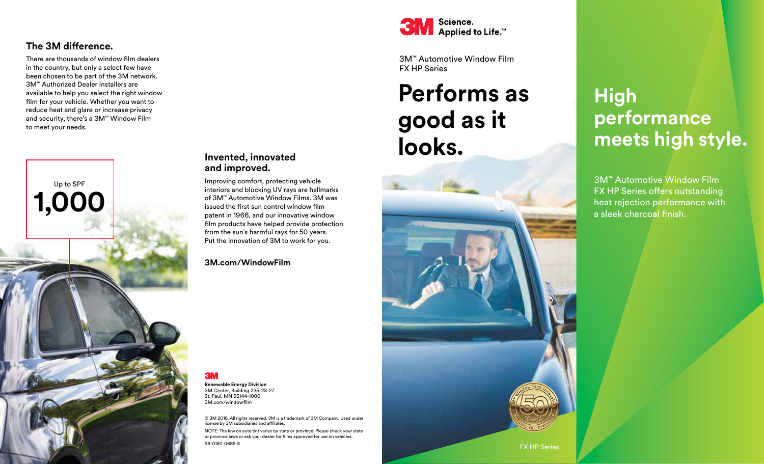## The 3M difference.

There are thousands of window film dealers in the country, but only a select few have been chosen to be part of the 3M network. 3M™ Authorized Dealer Installers are available to help you select the right window film for your vehicle. Whether you want to reduce heat and glare or increase privacy and security, there's a 3M™ Window Film to meet your needs.

Up to SPF

**1,000**

## Invented, innovated and improved.

Improving comfort, protecting vehicle interiors and blocking UV rays are hallmarks of 3M™ Automotive Window Films. 3M was issued the first sun control window film patent in 1966, and our innovative window film products have helped provide protection from the sun's harmful rays for 50 years. Put the innovation of 3M to work for you.

**3M.com/WindowFilm**

3M

**Renewable Energy Division**
3M Center, Building 235-2S-27
St. Paul, MN 55144-1000
3M.com/windowfilm

© 3M 2016. All rights reserved. 3M is a trademark of 3M Company. Used under license by 3M subsidiaries and affiliates.

NOTE: The law on auto tint varies by state or province. Please check your state or province laws or ask your dealer for films approved for use on vehicles.

98-0150-0685-5

3M Science. Applied to Life.™

3M™ Automotive Window Film
FX HP Series

# Performs as good as it looks.

3M™ Window Film Innovation — 50 Years — Keeping You Protected

FX HP Series

# High performance meets high style.

3M™ Automotive Window Film FX HP Series offers outstanding heat rejection performance with a sleek charcoal finish.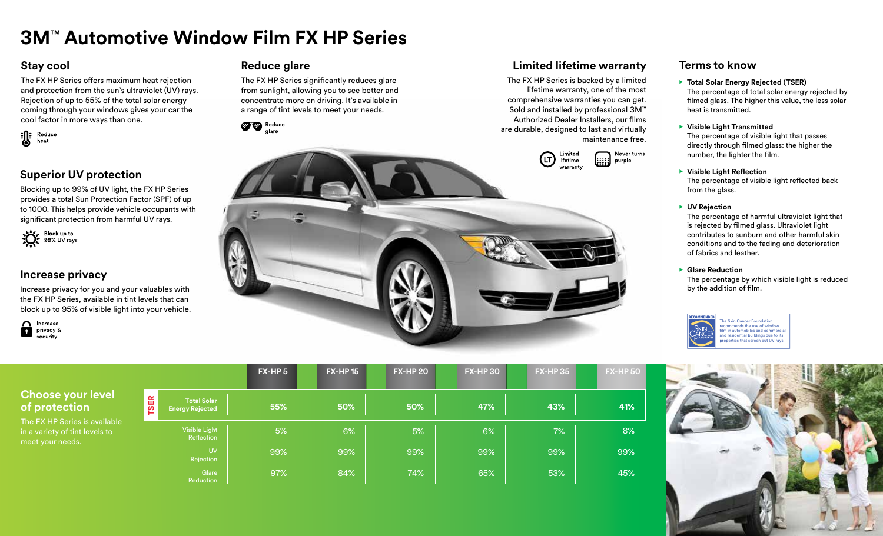# 3M™ Automotive Window Film FX HP Series

## Stay cool

The FX HP Series offers maximum heat rejection and protection from the sun's ultraviolet (UV) rays. Rejection of up to 55% of the total solar energy coming through your windows gives your car the cool factor in more ways than one.

Reduce heat

## Superior UV protection

Blocking up to 99% of UV light, the FX HP Series provides a total Sun Protection Factor (SPF) of up to 1000. This helps provide vehicle occupants with significant protection from harmful UV rays.

Block up to 99% UV rays

## Increase privacy

Increase privacy for you and your valuables with the FX HP Series, available in tint levels that can block up to 95% of visible light into your vehicle.

Increase privacy & security

## Reduce glare

The FX HP Series significantly reduces glare from sunlight, allowing you to see better and concentrate more on driving. It's available in a range of tint levels to meet your needs.

Reduce glare

## Limited lifetime warranty

The FX HP Series is backed by a limited lifetime warranty, one of the most comprehensive warranties you can get. Sold and installed by professional 3M™ Authorized Dealer Installers, our films are durable, designed to last and virtually maintenance free.

Limited lifetime warranty

Never turns purple

## Terms to know

- **Total Solar Energy Rejected (TSER)**
  The percentage of total solar energy rejected by filmed glass. The higher this value, the less solar heat is transmitted.
- **Visible Light Transmitted**
  The percentage of visible light that passes directly through filmed glass: the higher the number, the lighter the film.
- **Visible Light Reflection**
  The percentage of visible light reflected back from the glass.
- **UV Rejection**
  The percentage of harmful ultraviolet light that is rejected by filmed glass. Ultraviolet light contributes to sunburn and other harmful skin conditions and to the fading and deterioration of fabrics and leather.
- **Glare Reduction**
  The percentage by which visible light is reduced by the addition of film.

RECOMMENDED — The Skin Cancer Foundation recommends the use of window film in automobiles and commercial and residential buildings due to its properties that screen out UV rays.

## Choose your level of protection

The FX HP Series is available in a variety of tint levels to meet your needs.

| | FX-HP 5 | FX-HP 15 | FX-HP 20 | FX-HP 30 | FX-HP 35 | FX-HP 50 |
|---|---|---|---|---|---|---|
| **TSER – Total Solar Energy Rejected** | **55%** | **50%** | **50%** | **47%** | **43%** | **41%** |
| Visible Light Reflection | 5% | 6% | 5% | 6% | 7% | 8% |
| UV Rejection | 99% | 99% | 99% | 99% | 99% | 99% |
| Glare Reduction | 97% | 84% | 74% | 65% | 53% | 45% |